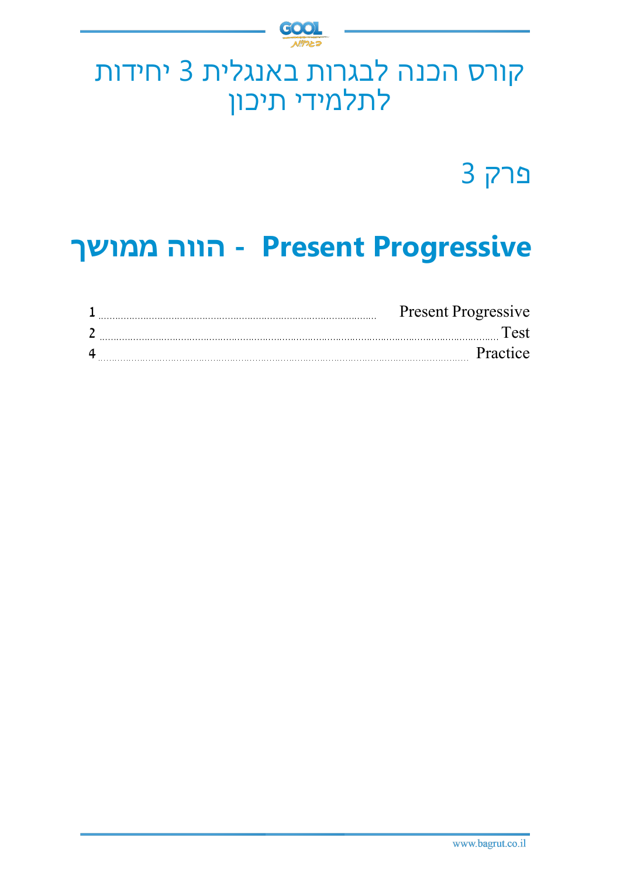# קורס הכנה לבגרות באנגלית 3 יחידות לתלמידי תיכון

## פרק 3

# Present Progressive - הווה ממושך

| | |
|---|---|
| Present Progressive | 1 |
| Test | 2 |
| Practice | 4 |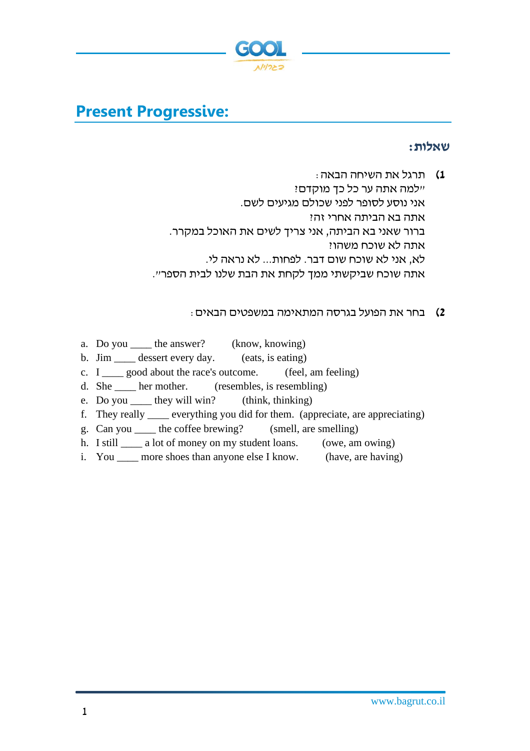## Present Progressive:

### שאלות:

1) תרגל את השיחה הבאה:

"למה אתה ער כל כך מוקדם?

אני נוסע לסופר לפני שכולם מגיעים לשם.

אתה בא הביתה אחרי זה?

ברור שאני בא הביתה, אני צריך לשים את האוכל במקרר.

אתה לא שוכח משהו?

לא, אני לא שוכח שום דבר. לפחות... לא נראה לי.

אתה שוכח שביקשתי ממך לקחת את הבת שלנו לבית הספר".

2) בחר את הפועל בגרסה המתאימה במשפטים הבאים:

a. Do you ____ the answer? (know, knowing)
b. Jim ____ dessert every day. (eats, is eating)
c. I ____ good about the race's outcome. (feel, am feeling)
d. She ____ her mother. (resembles, is resembling)
e. Do you ____ they will win? (think, thinking)
f. They really ____ everything you did for them. (appreciate, are appreciating)
g. Can you ____ the coffee brewing? (smell, are smelling)
h. I still ____ a lot of money on my student loans. (owe, am owing)
i. You ____ more shoes than anyone else I know. (have, are having)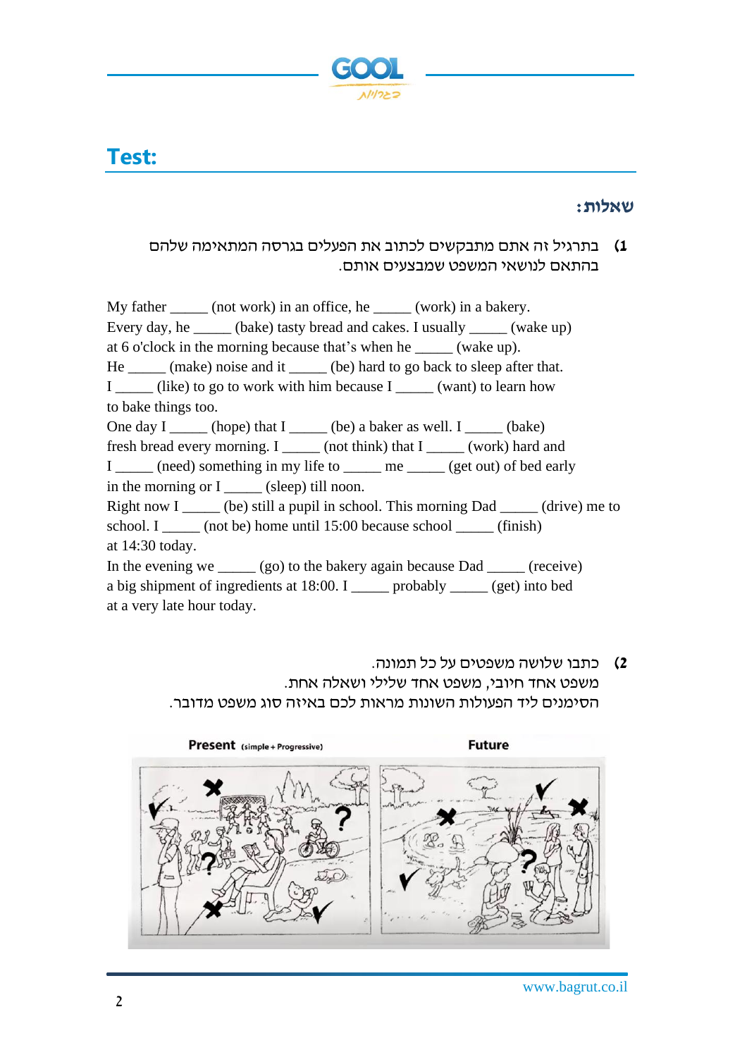# Test:

## שאלות:

**1)** בתרגיל זה אתם מתבקשים לכתוב את הפעלים בגרסה המתאימה שלהם בהתאם לנושאי המשפט שמבצעים אותם.

My father _____ (not work) in an office, he _____ (work) in a bakery.
Every day, he _____ (bake) tasty bread and cakes. I usually _____ (wake up) at 6 o'clock in the morning because that's when he _____ (wake up).
He _____ (make) noise and it _____ (be) hard to go back to sleep after that.
I _____ (like) to go to work with him because I _____ (want) to learn how to bake things too.
One day I _____ (hope) that I _____ (be) a baker as well. I _____ (bake) fresh bread every morning. I _____ (not think) that I _____ (work) hard and I _____ (need) something in my life to _____ me _____ (get out) of bed early in the morning or I _____ (sleep) till noon.
Right now I _____ (be) still a pupil in school. This morning Dad _____ (drive) me to school. I _____ (not be) home until 15:00 because school _____ (finish) at 14:30 today.
In the evening we _____ (go) to the bakery again because Dad _____ (receive) a big shipment of ingredients at 18:00. I _____ probably _____ (get) into bed at a very late hour today.

**2)** כתבו שלושה משפטים על כל תמונה.
משפט אחד חיובי, משפט אחד שלילי ושאלה אחת.
הסימנים ליד הפעולות השונות מראות לכם באיזה סוג משפט מדובר.

**Present** (simple + Progressive) | **Future**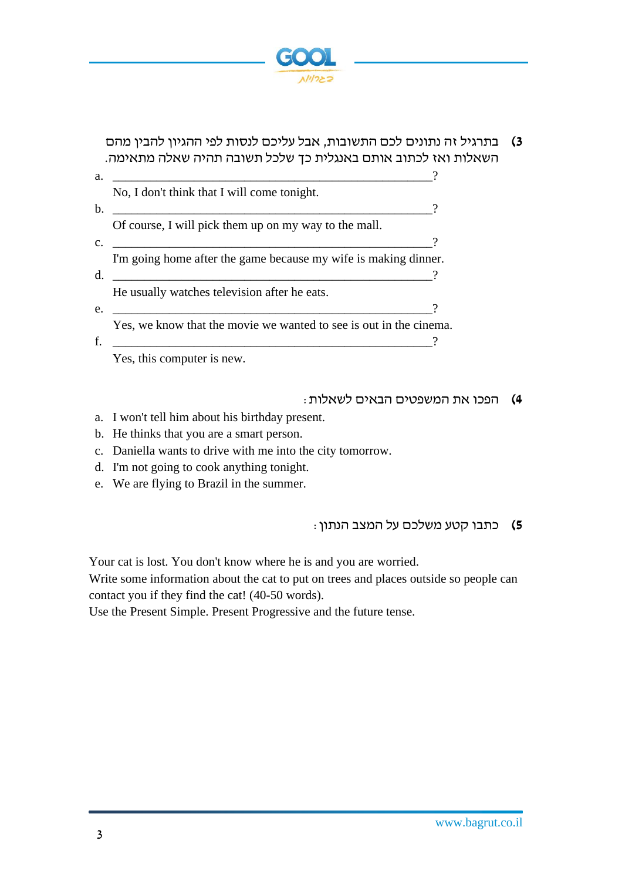**3)** בתרגיל זה נתונים לכם התשובות, אבל עליכם לנסות לפי ההגיון להבין מהם השאלות ואז לכתוב אותם באנגלית כך שלכל תשובה תהיה שאלה מתאימה.

a. ______________________________________________?
No, I don't think that I will come tonight.

b. ______________________________________________?
Of course, I will pick them up on my way to the mall.

c. ______________________________________________?
I'm going home after the game because my wife is making dinner.

d. ______________________________________________?
He usually watches television after he eats.

e. ______________________________________________?
Yes, we know that the movie we wanted to see is out in the cinema.

f. ______________________________________________?
Yes, this computer is new.

**4)** הפכו את המשפטים הבאים לשאלות:

a. I won't tell him about his birthday present.
b. He thinks that you are a smart person.
c. Daniella wants to drive with me into the city tomorrow.
d. I'm not going to cook anything tonight.
e. We are flying to Brazil in the summer.

**5)** כתבו קטע משלכם על המצב הנתון:

Your cat is lost. You don't know where he is and you are worried.
Write some information about the cat to put on trees and places outside so people can contact you if they find the cat! (40-50 words).
Use the Present Simple. Present Progressive and the future tense.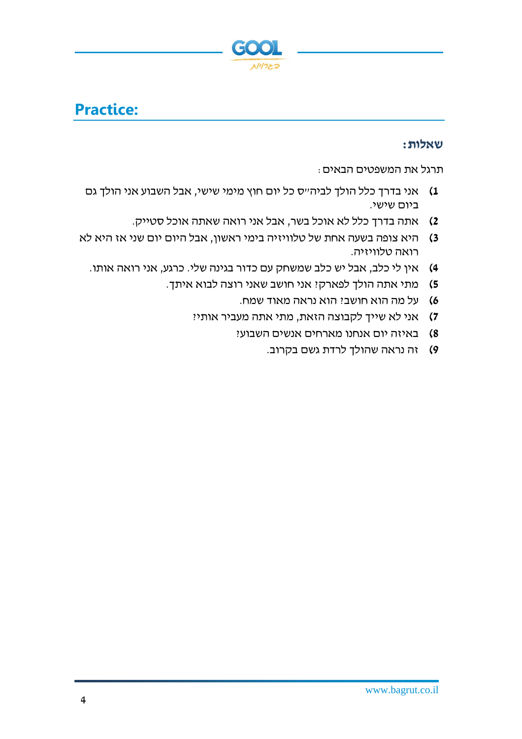## Practice:

### שאלות:

תרגל את המשפטים הבאים:

1) אני בדרך כלל הולך לביה"ס כל יום חוץ מימי שישי, אבל השבוע אני הולך גם ביום שישי.
2) אתה בדרך כלל לא אוכל בשר, אבל אני רואה שאתה אוכל סטייק.
3) היא צופה בשעה אחת של טלוויזיה בימי ראשון, אבל היום יום שני אז היא לא רואה טלוויזיה.
4) אין לי כלב, אבל יש כלב שמשחק עם כדור בגינה שלי. כרגע, אני רואה אותו.
5) מתי אתה הולך לפארק? אני חושב שאני רוצה לבוא איתך.
6) על מה הוא חושב? הוא נראה מאוד שמח.
7) אני לא שייך לקבוצה הזאת, מתי אתה מעביר אותי?
8) באיזה יום אנחנו מארחים אנשים השבוע?
9) זה נראה שהולך לרדת גשם בקרוב.